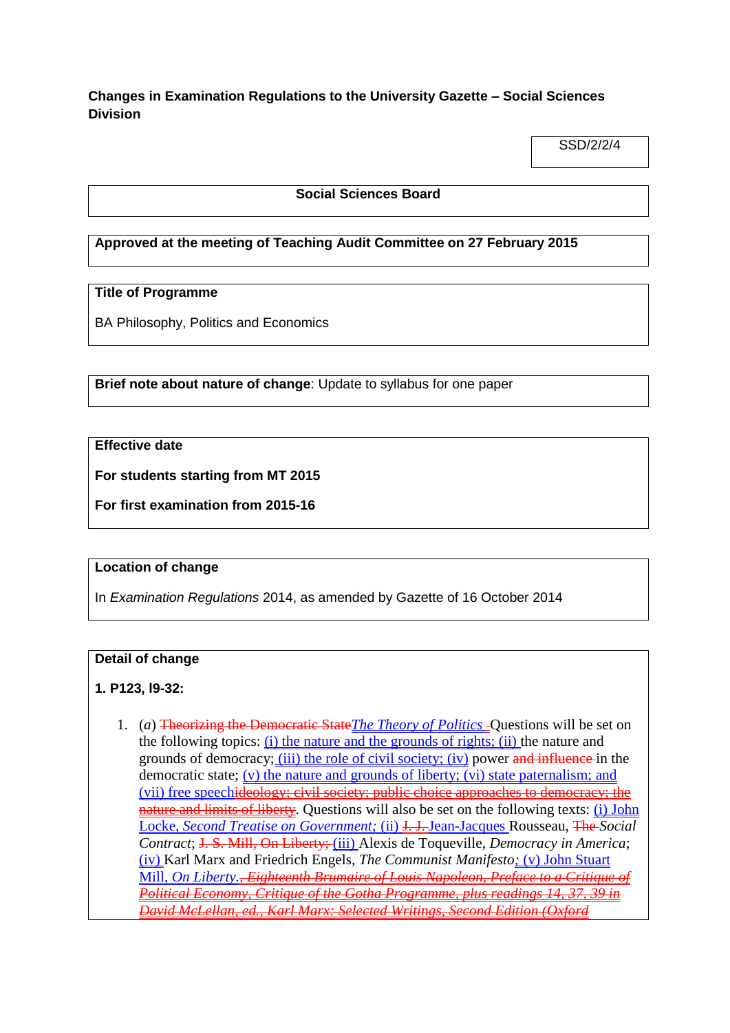**Changes in Examination Regulations to the University Gazette – Social Sciences Division**

SSD/2/2/4

**Social Sciences Board**

**Approved at the meeting of Teaching Audit Committee on 27 February 2015**

**Title of Programme**

BA Philosophy, Politics and Economics

**Brief note about nature of change**: Update to syllabus for one paper

**Effective date**

**For students starting from MT 2015**

**For first examination from 2015-16**

**Location of change**

In *Examination Regulations* 2014, as amended by Gazette of 16 October 2014

**Detail of change**

**1. P123, l9-32:**

1. (*a*) ~~Theorizing the Democratic State~~*The Theory of Politics* ~~-~~Questions will be set on the following topics: (i) the nature and the grounds of rights; (ii) the nature and grounds of democracy; (iii) the role of civil society; (iv) power ~~and influence~~ in the democratic state; (v) the nature and grounds of liberty; (vi) state paternalism; and (vii) free speech~~ideology; civil society; public choice approaches to democracy; the nature and limits of liberty~~. Questions will also be set on the following texts: (i) John Locke, *Second Treatise on Government;* (ii) ~~J. J.~~ Jean-Jacques Rousseau, ~~The~~ *Social Contract*; ~~J. S. Mill, On Liberty;~~ (iii) Alexis de Toqueville, *Democracy in America*; (iv) Karl Marx and Friedrich Engels, *The Communist Manifesto*; (v) John Stuart Mill, *On Liberty*. ~~*, Eighteenth Brumaire of Louis Napoleon, Preface to a Critique of Political Economy, Critique of the Gotha Programme, plus readings 14, 37, 39 in David McLellan, ed., Karl Marx: Selected Writings, Second Edition (Oxford*~~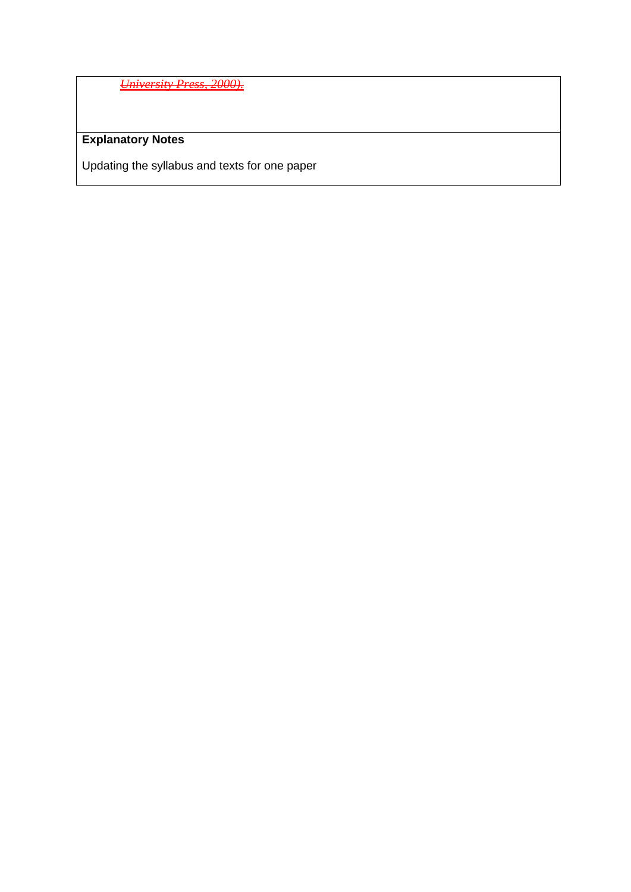~~*University Press, 2000).*~~

**Explanatory Notes**

Updating the syllabus and texts for one paper